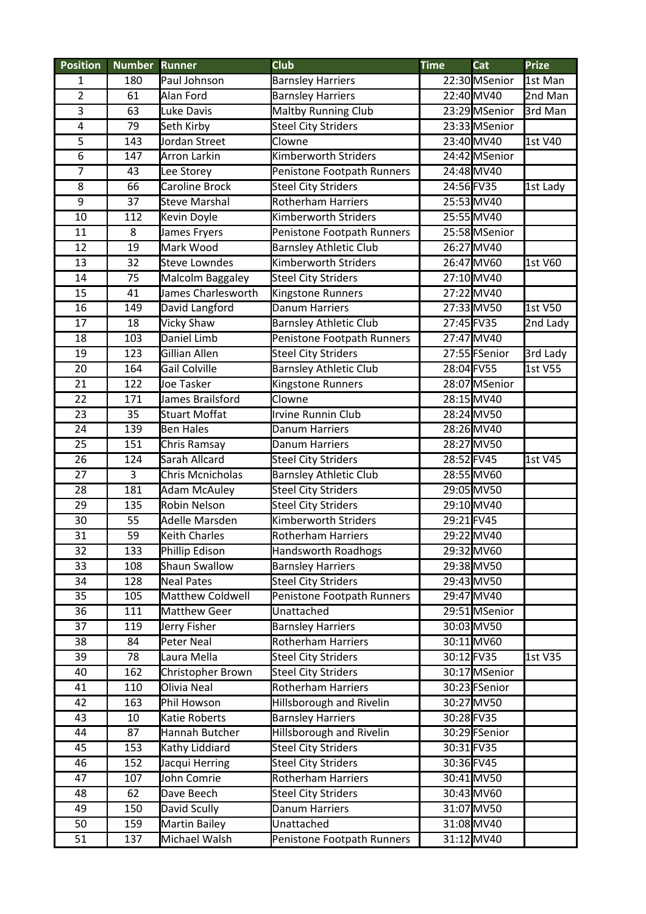| Position | Number | Runner | Club | Time | Cat | Prize |
|---|---|---|---|---|---|---|
| 1 | 180 | Paul Johnson | Barnsley Harriers | 22:30 | MSenior | 1st Man |
| 2 | 61 | Alan Ford | Barnsley Harriers | 22:40 | MV40 | 2nd Man |
| 3 | 63 | Luke Davis | Maltby Running Club | 23:29 | MSenior | 3rd Man |
| 4 | 79 | Seth Kirby | Steel City Striders | 23:33 | MSenior | |
| 5 | 143 | Jordan Street | Clowne | 23:40 | MV40 | 1st V40 |
| 6 | 147 | Arron Larkin | Kimberworth Striders | 24:42 | MSenior | |
| 7 | 43 | Lee Storey | Penistone Footpath Runners | 24:48 | MV40 | |
| 8 | 66 | Caroline Brock | Steel City Striders | 24:56 | FV35 | 1st Lady |
| 9 | 37 | Steve Marshal | Rotherham Harriers | 25:53 | MV40 | |
| 10 | 112 | Kevin Doyle | Kimberworth Striders | 25:55 | MV40 | |
| 11 | 8 | James Fryers | Penistone Footpath Runners | 25:58 | MSenior | |
| 12 | 19 | Mark Wood | Barnsley Athletic Club | 26:27 | MV40 | |
| 13 | 32 | Steve Lowndes | Kimberworth Striders | 26:47 | MV60 | 1st V60 |
| 14 | 75 | Malcolm Baggaley | Steel City Striders | 27:10 | MV40 | |
| 15 | 41 | James Charlesworth | Kingstone Runners | 27:22 | MV40 | |
| 16 | 149 | David Langford | Danum Harriers | 27:33 | MV50 | 1st V50 |
| 17 | 18 | Vicky Shaw | Barnsley Athletic Club | 27:45 | FV35 | 2nd Lady |
| 18 | 103 | Daniel Limb | Penistone Footpath Runners | 27:47 | MV40 | |
| 19 | 123 | Gillian Allen | Steel City Striders | 27:55 | FSenior | 3rd Lady |
| 20 | 164 | Gail Colville | Barnsley Athletic Club | 28:04 | FV55 | 1st V55 |
| 21 | 122 | Joe Tasker | Kingstone Runners | 28:07 | MSenior | |
| 22 | 171 | James Brailsford | Clowne | 28:15 | MV40 | |
| 23 | 35 | Stuart Moffat | Irvine Runnin Club | 28:24 | MV50 | |
| 24 | 139 | Ben Hales | Danum Harriers | 28:26 | MV40 | |
| 25 | 151 | Chris Ramsay | Danum Harriers | 28:27 | MV50 | |
| 26 | 124 | Sarah Allcard | Steel City Striders | 28:52 | FV45 | 1st V45 |
| 27 | 3 | Chris Mcnicholas | Barnsley Athletic Club | 28:55 | MV60 | |
| 28 | 181 | Adam McAuley | Steel City Striders | 29:05 | MV50 | |
| 29 | 135 | Robin Nelson | Steel City Striders | 29:10 | MV40 | |
| 30 | 55 | Adelle Marsden | Kimberworth Striders | 29:21 | FV45 | |
| 31 | 59 | Keith Charles | Rotherham Harriers | 29:22 | MV40 | |
| 32 | 133 | Phillip Edison | Handsworth Roadhogs | 29:32 | MV60 | |
| 33 | 108 | Shaun Swallow | Barnsley Harriers | 29:38 | MV50 | |
| 34 | 128 | Neal Pates | Steel City Striders | 29:43 | MV50 | |
| 35 | 105 | Matthew Coldwell | Penistone Footpath Runners | 29:47 | MV40 | |
| 36 | 111 | Matthew Geer | Unattached | 29:51 | MSenior | |
| 37 | 119 | Jerry Fisher | Barnsley Harriers | 30:03 | MV50 | |
| 38 | 84 | Peter Neal | Rotherham Harriers | 30:11 | MV60 | |
| 39 | 78 | Laura Mella | Steel City Striders | 30:12 | FV35 | 1st V35 |
| 40 | 162 | Christopher Brown | Steel City Striders | 30:17 | MSenior | |
| 41 | 110 | Olivia Neal | Rotherham Harriers | 30:23 | FSenior | |
| 42 | 163 | Phil Howson | Hillsborough and Rivelin | 30:27 | MV50 | |
| 43 | 10 | Katie Roberts | Barnsley Harriers | 30:28 | FV35 | |
| 44 | 87 | Hannah Butcher | Hillsborough and Rivelin | 30:29 | FSenior | |
| 45 | 153 | Kathy Liddiard | Steel City Striders | 30:31 | FV35 | |
| 46 | 152 | Jacqui Herring | Steel City Striders | 30:36 | FV45 | |
| 47 | 107 | John Comrie | Rotherham Harriers | 30:41 | MV50 | |
| 48 | 62 | Dave Beech | Steel City Striders | 30:43 | MV60 | |
| 49 | 150 | David Scully | Danum Harriers | 31:07 | MV50 | |
| 50 | 159 | Martin Bailey | Unattached | 31:08 | MV40 | |
| 51 | 137 | Michael Walsh | Penistone Footpath Runners | 31:12 | MV40 | |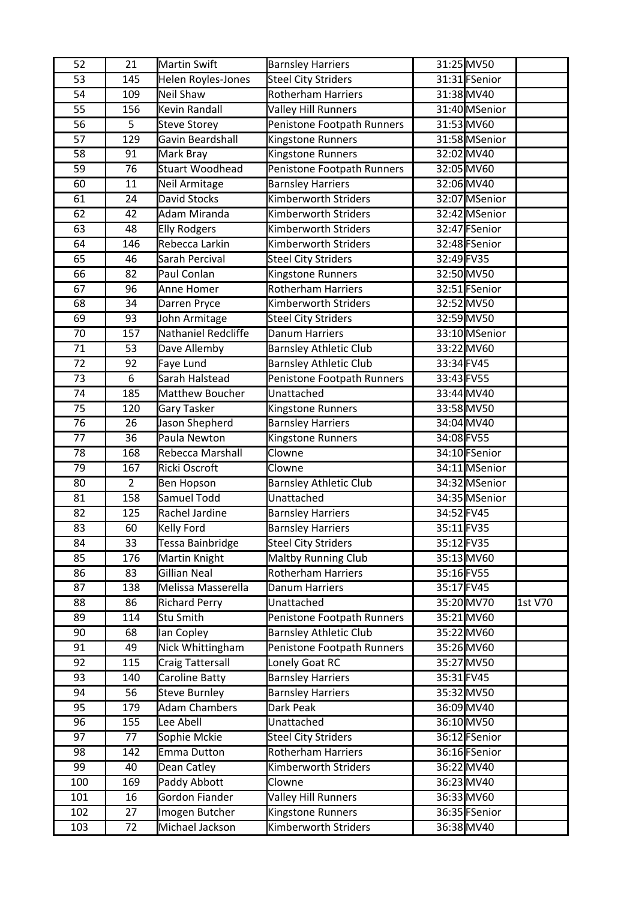| | | | | | | |
|---|---|---|---|---|---|---|
| 52 | 21 | Martin Swift | Barnsley Harriers | 31:25 | MV50 | |
| 53 | 145 | Helen Royles-Jones | Steel City Striders | 31:31 | FSenior | |
| 54 | 109 | Neil Shaw | Rotherham Harriers | 31:38 | MV40 | |
| 55 | 156 | Kevin Randall | Valley Hill Runners | 31:40 | MSenior | |
| 56 | 5 | Steve Storey | Penistone Footpath Runners | 31:53 | MV60 | |
| 57 | 129 | Gavin Beardshall | Kingstone Runners | 31:58 | MSenior | |
| 58 | 91 | Mark Bray | Kingstone Runners | 32:02 | MV40 | |
| 59 | 76 | Stuart Woodhead | Penistone Footpath Runners | 32:05 | MV60 | |
| 60 | 11 | Neil Armitage | Barnsley Harriers | 32:06 | MV40 | |
| 61 | 24 | David Stocks | Kimberworth Striders | 32:07 | MSenior | |
| 62 | 42 | Adam Miranda | Kimberworth Striders | 32:42 | MSenior | |
| 63 | 48 | Elly Rodgers | Kimberworth Striders | 32:47 | FSenior | |
| 64 | 146 | Rebecca Larkin | Kimberworth Striders | 32:48 | FSenior | |
| 65 | 46 | Sarah Percival | Steel City Striders | 32:49 | FV35 | |
| 66 | 82 | Paul Conlan | Kingstone Runners | 32:50 | MV50 | |
| 67 | 96 | Anne Homer | Rotherham Harriers | 32:51 | FSenior | |
| 68 | 34 | Darren Pryce | Kimberworth Striders | 32:52 | MV50 | |
| 69 | 93 | John Armitage | Steel City Striders | 32:59 | MV50 | |
| 70 | 157 | Nathaniel Redcliffe | Danum Harriers | 33:10 | MSenior | |
| 71 | 53 | Dave Allemby | Barnsley Athletic Club | 33:22 | MV60 | |
| 72 | 92 | Faye Lund | Barnsley Athletic Club | 33:34 | FV45 | |
| 73 | 6 | Sarah Halstead | Penistone Footpath Runners | 33:43 | FV55 | |
| 74 | 185 | Matthew Boucher | Unattached | 33:44 | MV40 | |
| 75 | 120 | Gary Tasker | Kingstone Runners | 33:58 | MV50 | |
| 76 | 26 | Jason Shepherd | Barnsley Harriers | 34:04 | MV40 | |
| 77 | 36 | Paula Newton | Kingstone Runners | 34:08 | FV55 | |
| 78 | 168 | Rebecca Marshall | Clowne | 34:10 | FSenior | |
| 79 | 167 | Ricki Oscroft | Clowne | 34:11 | MSenior | |
| 80 | 2 | Ben Hopson | Barnsley Athletic Club | 34:32 | MSenior | |
| 81 | 158 | Samuel Todd | Unattached | 34:35 | MSenior | |
| 82 | 125 | Rachel Jardine | Barnsley Harriers | 34:52 | FV45 | |
| 83 | 60 | Kelly Ford | Barnsley Harriers | 35:11 | FV35 | |
| 84 | 33 | Tessa Bainbridge | Steel City Striders | 35:12 | FV35 | |
| 85 | 176 | Martin Knight | Maltby Running Club | 35:13 | MV60 | |
| 86 | 83 | Gillian Neal | Rotherham Harriers | 35:16 | FV55 | |
| 87 | 138 | Melissa Masserella | Danum Harriers | 35:17 | FV45 | |
| 88 | 86 | Richard Perry | Unattached | 35:20 | MV70 | 1st V70 |
| 89 | 114 | Stu Smith | Penistone Footpath Runners | 35:21 | MV60 | |
| 90 | 68 | Ian Copley | Barnsley Athletic Club | 35:22 | MV60 | |
| 91 | 49 | Nick Whittingham | Penistone Footpath Runners | 35:26 | MV60 | |
| 92 | 115 | Craig Tattersall | Lonely Goat RC | 35:27 | MV50 | |
| 93 | 140 | Caroline Batty | Barnsley Harriers | 35:31 | FV45 | |
| 94 | 56 | Steve Burnley | Barnsley Harriers | 35:32 | MV50 | |
| 95 | 179 | Adam Chambers | Dark Peak | 36:09 | MV40 | |
| 96 | 155 | Lee Abell | Unattached | 36:10 | MV50 | |
| 97 | 77 | Sophie Mckie | Steel City Striders | 36:12 | FSenior | |
| 98 | 142 | Emma Dutton | Rotherham Harriers | 36:16 | FSenior | |
| 99 | 40 | Dean Catley | Kimberworth Striders | 36:22 | MV40 | |
| 100 | 169 | Paddy Abbott | Clowne | 36:23 | MV40 | |
| 101 | 16 | Gordon Fiander | Valley Hill Runners | 36:33 | MV60 | |
| 102 | 27 | Imogen Butcher | Kingstone Runners | 36:35 | FSenior | |
| 103 | 72 | Michael Jackson | Kimberworth Striders | 36:38 | MV40 | |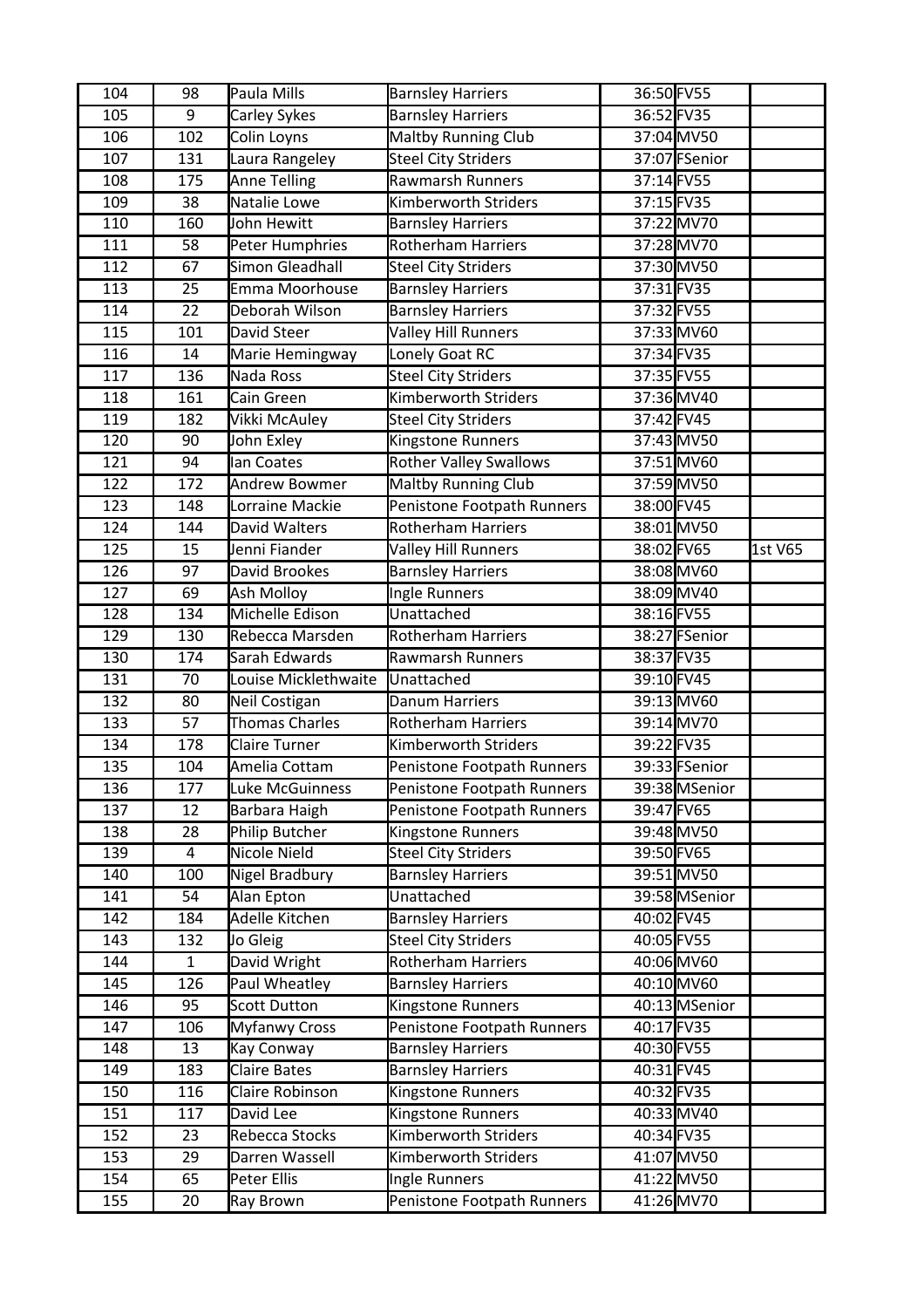| 104 | 98 | Paula Mills | Barnsley Harriers | 36:50 | FV55 | |
|---|---|---|---|---|---|---|
| 105 | 9 | Carley Sykes | Barnsley Harriers | 36:52 | FV35 | |
| 106 | 102 | Colin Loyns | Maltby Running Club | 37:04 | MV50 | |
| 107 | 131 | Laura Rangeley | Steel City Striders | 37:07 | FSenior | |
| 108 | 175 | Anne Telling | Rawmarsh Runners | 37:14 | FV55 | |
| 109 | 38 | Natalie Lowe | Kimberworth Striders | 37:15 | FV35 | |
| 110 | 160 | John Hewitt | Barnsley Harriers | 37:22 | MV70 | |
| 111 | 58 | Peter Humphries | Rotherham Harriers | 37:28 | MV70 | |
| 112 | 67 | Simon Gleadhall | Steel City Striders | 37:30 | MV50 | |
| 113 | 25 | Emma Moorhouse | Barnsley Harriers | 37:31 | FV35 | |
| 114 | 22 | Deborah Wilson | Barnsley Harriers | 37:32 | FV55 | |
| 115 | 101 | David Steer | Valley Hill Runners | 37:33 | MV60 | |
| 116 | 14 | Marie Hemingway | Lonely Goat RC | 37:34 | FV35 | |
| 117 | 136 | Nada Ross | Steel City Striders | 37:35 | FV55 | |
| 118 | 161 | Cain Green | Kimberworth Striders | 37:36 | MV40 | |
| 119 | 182 | Vikki McAuley | Steel City Striders | 37:42 | FV45 | |
| 120 | 90 | John Exley | Kingstone Runners | 37:43 | MV50 | |
| 121 | 94 | Ian Coates | Rother Valley Swallows | 37:51 | MV60 | |
| 122 | 172 | Andrew Bowmer | Maltby Running Club | 37:59 | MV50 | |
| 123 | 148 | Lorraine Mackie | Penistone Footpath Runners | 38:00 | FV45 | |
| 124 | 144 | David Walters | Rotherham Harriers | 38:01 | MV50 | |
| 125 | 15 | Jenni Fiander | Valley Hill Runners | 38:02 | FV65 | 1st V65 |
| 126 | 97 | David Brookes | Barnsley Harriers | 38:08 | MV60 | |
| 127 | 69 | Ash Molloy | Ingle Runners | 38:09 | MV40 | |
| 128 | 134 | Michelle Edison | Unattached | 38:16 | FV55 | |
| 129 | 130 | Rebecca Marsden | Rotherham Harriers | 38:27 | FSenior | |
| 130 | 174 | Sarah Edwards | Rawmarsh Runners | 38:37 | FV35 | |
| 131 | 70 | Louise Micklethwaite | Unattached | 39:10 | FV45 | |
| 132 | 80 | Neil Costigan | Danum Harriers | 39:13 | MV60 | |
| 133 | 57 | Thomas Charles | Rotherham Harriers | 39:14 | MV70 | |
| 134 | 178 | Claire Turner | Kimberworth Striders | 39:22 | FV35 | |
| 135 | 104 | Amelia Cottam | Penistone Footpath Runners | 39:33 | FSenior | |
| 136 | 177 | Luke McGuinness | Penistone Footpath Runners | 39:38 | MSenior | |
| 137 | 12 | Barbara Haigh | Penistone Footpath Runners | 39:47 | FV65 | |
| 138 | 28 | Philip Butcher | Kingstone Runners | 39:48 | MV50 | |
| 139 | 4 | Nicole Nield | Steel City Striders | 39:50 | FV65 | |
| 140 | 100 | Nigel Bradbury | Barnsley Harriers | 39:51 | MV50 | |
| 141 | 54 | Alan Epton | Unattached | 39:58 | MSenior | |
| 142 | 184 | Adelle Kitchen | Barnsley Harriers | 40:02 | FV45 | |
| 143 | 132 | Jo Gleig | Steel City Striders | 40:05 | FV55 | |
| 144 | 1 | David Wright | Rotherham Harriers | 40:06 | MV60 | |
| 145 | 126 | Paul Wheatley | Barnsley Harriers | 40:10 | MV60 | |
| 146 | 95 | Scott Dutton | Kingstone Runners | 40:13 | MSenior | |
| 147 | 106 | Myfanwy Cross | Penistone Footpath Runners | 40:17 | FV35 | |
| 148 | 13 | Kay Conway | Barnsley Harriers | 40:30 | FV55 | |
| 149 | 183 | Claire Bates | Barnsley Harriers | 40:31 | FV45 | |
| 150 | 116 | Claire Robinson | Kingstone Runners | 40:32 | FV35 | |
| 151 | 117 | David Lee | Kingstone Runners | 40:33 | MV40 | |
| 152 | 23 | Rebecca Stocks | Kimberworth Striders | 40:34 | FV35 | |
| 153 | 29 | Darren Wassell | Kimberworth Striders | 41:07 | MV50 | |
| 154 | 65 | Peter Ellis | Ingle Runners | 41:22 | MV50 | |
| 155 | 20 | Ray Brown | Penistone Footpath Runners | 41:26 | MV70 | |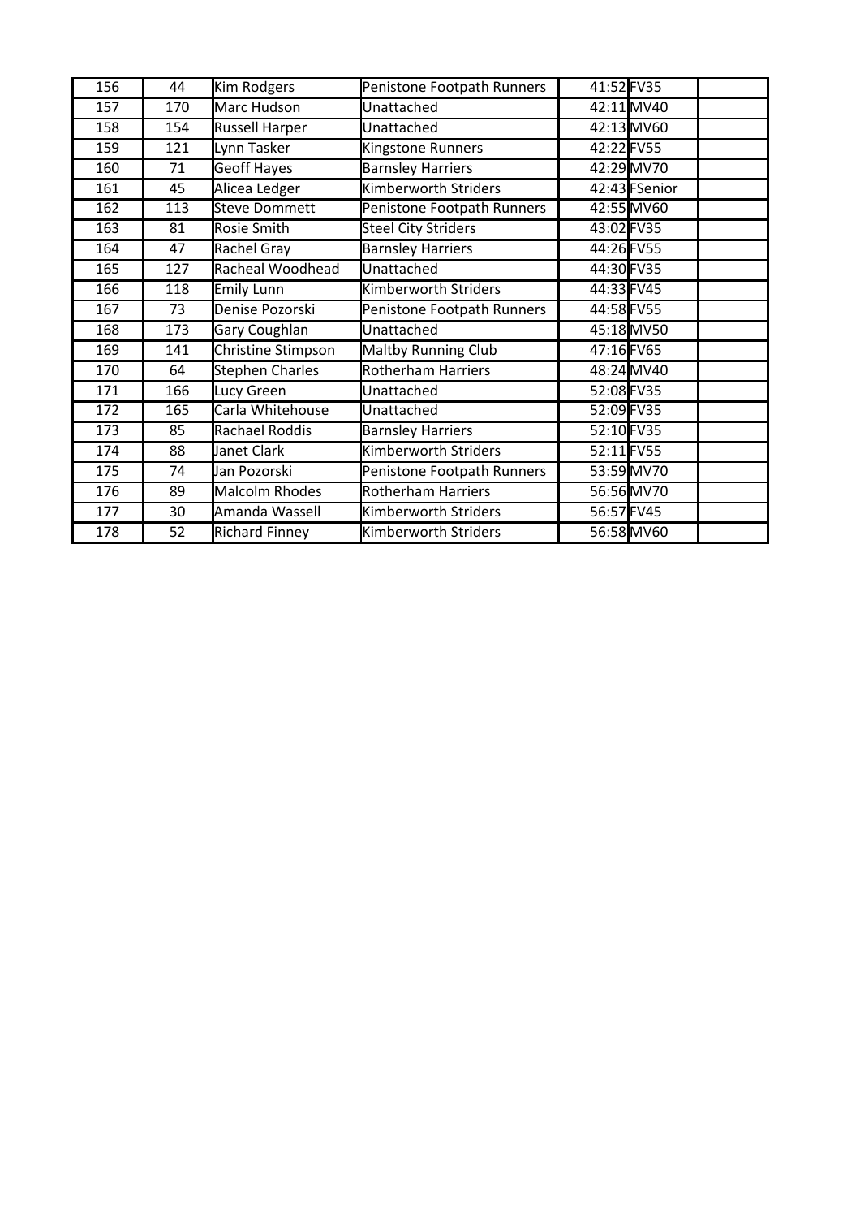| | | | | | | |
|---|---|---|---|---|---|---|
| 156 | 44 | Kim Rodgers | Penistone Footpath Runners | 41:52 | FV35 | |
| 157 | 170 | Marc Hudson | Unattached | 42:11 | MV40 | |
| 158 | 154 | Russell Harper | Unattached | 42:13 | MV60 | |
| 159 | 121 | Lynn Tasker | Kingstone Runners | 42:22 | FV55 | |
| 160 | 71 | Geoff Hayes | Barnsley Harriers | 42:29 | MV70 | |
| 161 | 45 | Alicea Ledger | Kimberworth Striders | 42:43 | FSenior | |
| 162 | 113 | Steve Dommett | Penistone Footpath Runners | 42:55 | MV60 | |
| 163 | 81 | Rosie Smith | Steel City Striders | 43:02 | FV35 | |
| 164 | 47 | Rachel Gray | Barnsley Harriers | 44:26 | FV55 | |
| 165 | 127 | Racheal Woodhead | Unattached | 44:30 | FV35 | |
| 166 | 118 | Emily Lunn | Kimberworth Striders | 44:33 | FV45 | |
| 167 | 73 | Denise Pozorski | Penistone Footpath Runners | 44:58 | FV55 | |
| 168 | 173 | Gary Coughlan | Unattached | 45:18 | MV50 | |
| 169 | 141 | Christine Stimpson | Maltby Running Club | 47:16 | FV65 | |
| 170 | 64 | Stephen Charles | Rotherham Harriers | 48:24 | MV40 | |
| 171 | 166 | Lucy Green | Unattached | 52:08 | FV35 | |
| 172 | 165 | Carla Whitehouse | Unattached | 52:09 | FV35 | |
| 173 | 85 | Rachael Roddis | Barnsley Harriers | 52:10 | FV35 | |
| 174 | 88 | Janet Clark | Kimberworth Striders | 52:11 | FV55 | |
| 175 | 74 | Jan Pozorski | Penistone Footpath Runners | 53:59 | MV70 | |
| 176 | 89 | Malcolm Rhodes | Rotherham Harriers | 56:56 | MV70 | |
| 177 | 30 | Amanda Wassell | Kimberworth Striders | 56:57 | FV45 | |
| 178 | 52 | Richard Finney | Kimberworth Striders | 56:58 | MV60 | |